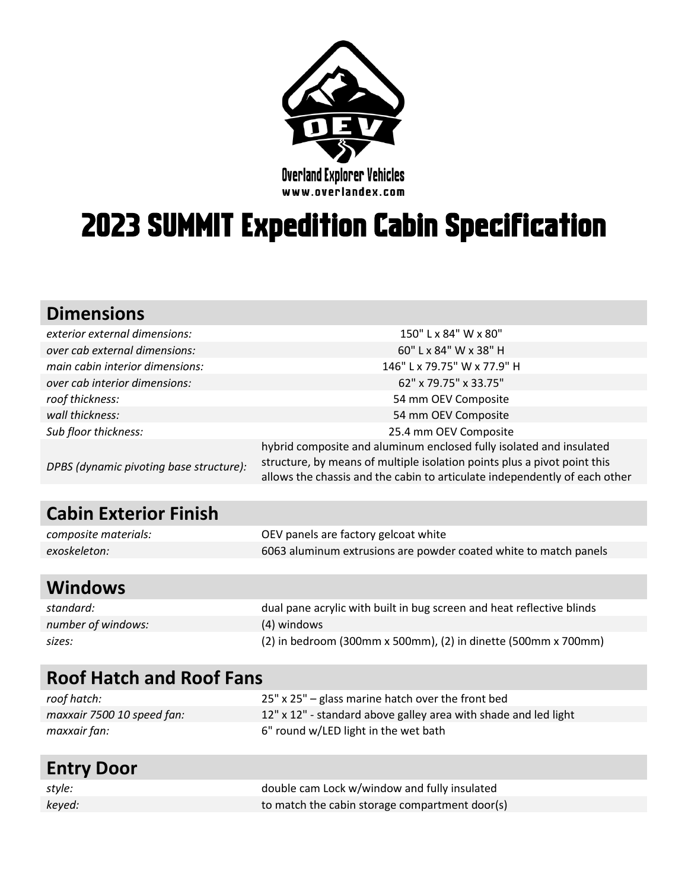Overland Explorer Vehicles
www.overlandex.com

# 2023 SUMMIT Expedition Cabin Specification

## Dimensions

| | |
|---|---|
| *exterior external dimensions:* | 150" L x 84" W x 80" |
| *over cab external dimensions:* | 60" L x 84" W x 38" H |
| *main cabin interior dimensions:* | 146" L x 79.75" W x 77.9" H |
| *over cab interior dimensions:* | 62" x 79.75" x 33.75" |
| *roof thickness:* | 54 mm OEV Composite |
| *wall thickness:* | 54 mm OEV Composite |
| *Sub floor thickness:* | 25.4 mm OEV Composite |
| *DPBS (dynamic pivoting base structure):* | hybrid composite and aluminum enclosed fully isolated and insulated structure, by means of multiple isolation points plus a pivot point this allows the chassis and the cabin to articulate independently of each other |

## Cabin Exterior Finish

| | |
|---|---|
| *composite materials:* | OEV panels are factory gelcoat white |
| *exoskeleton:* | 6063 aluminum extrusions are powder coated white to match panels |

## Windows

| | |
|---|---|
| *standard:* | dual pane acrylic with built in bug screen and heat reflective blinds |
| *number of windows:* | (4) windows |
| *sizes:* | (2) in bedroom (300mm x 500mm), (2) in dinette (500mm x 700mm) |

## Roof Hatch and Roof Fans

| | |
|---|---|
| *roof hatch:* | 25" x 25" – glass marine hatch over the front bed |
| *maxxair 7500 10 speed fan:* | 12" x 12" - standard above galley area with shade and led light |
| *maxxair fan:* | 6" round w/LED light in the wet bath |

## Entry Door

| | |
|---|---|
| *style:* | double cam Lock w/window and fully insulated |
| *keyed:* | to match the cabin storage compartment door(s) |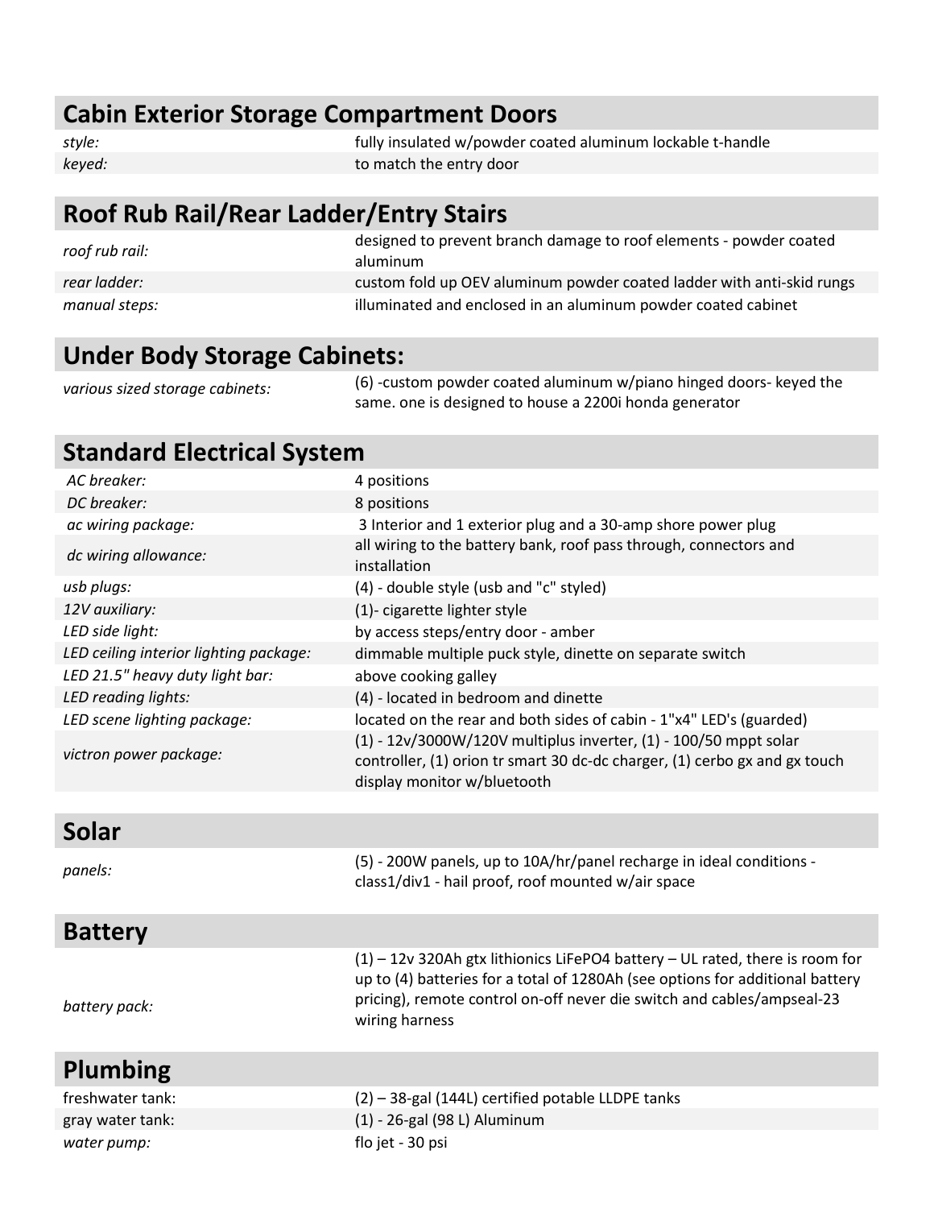## Cabin Exterior Storage Compartment Doors

| | |
|---|---|
| *style:* | fully insulated w/powder coated aluminum lockable t-handle |
| *keyed:* | to match the entry door |

## Roof Rub Rail/Rear Ladder/Entry Stairs

| | |
|---|---|
| *roof rub rail:* | designed to prevent branch damage to roof elements - powder coated aluminum |
| *rear ladder:* | custom fold up OEV aluminum powder coated ladder with anti-skid rungs |
| *manual steps:* | illuminated and enclosed in an aluminum powder coated cabinet |

## Under Body Storage Cabinets:

| | |
|---|---|
| *various sized storage cabinets:* | (6) -custom powder coated aluminum w/piano hinged doors- keyed the same. one is designed to house a 2200i honda generator |

## Standard Electrical System

| | |
|---|---|
| *AC breaker:* | 4 positions |
| *DC breaker:* | 8 positions |
| *ac wiring package:* | 3 Interior and 1 exterior plug and a 30-amp shore power plug |
| *dc wiring allowance:* | all wiring to the battery bank, roof pass through, connectors and installation |
| *usb plugs:* | (4) - double style (usb and "c" styled) |
| *12V auxiliary:* | (1)- cigarette lighter style |
| *LED side light:* | by access steps/entry door - amber |
| *LED ceiling interior lighting package:* | dimmable multiple puck style, dinette on separate switch |
| *LED 21.5" heavy duty light bar:* | above cooking galley |
| *LED reading lights:* | (4) - located in bedroom and dinette |
| *LED scene lighting package:* | located on the rear and both sides of cabin - 1"x4" LED's (guarded) |
| *victron power package:* | (1) - 12v/3000W/120V multiplus inverter, (1) - 100/50 mppt solar controller, (1) orion tr smart 30 dc-dc charger, (1) cerbo gx and gx touch display monitor w/bluetooth |

## Solar

| | |
|---|---|
| *panels:* | (5) - 200W panels, up to 10A/hr/panel recharge in ideal conditions - class1/div1 - hail proof, roof mounted w/air space |

## Battery

| | |
|---|---|
| *battery pack:* | (1) – 12v 320Ah gtx lithionics LiFePO4 battery – UL rated, there is room for up to (4) batteries for a total of 1280Ah (see options for additional battery pricing), remote control on-off never die switch and cables/ampseal-23 wiring harness |

## Plumbing

| | |
|---|---|
| freshwater tank: | (2) – 38-gal (144L) certified potable LLDPE tanks |
| gray water tank: | (1) - 26-gal (98 L) Aluminum |
| *water pump:* | flo jet - 30 psi |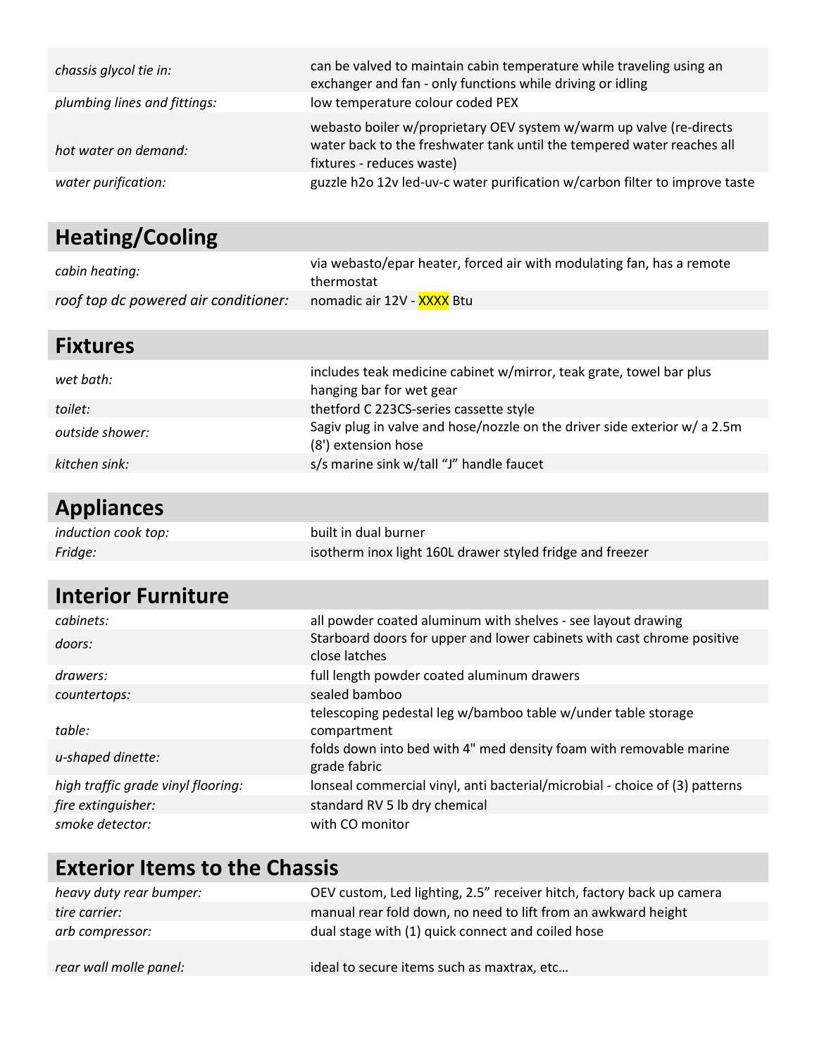| | |
|---|---|
| *chassis glycol tie in:* | can be valved to maintain cabin temperature while traveling using an exchanger and fan - only functions while driving or idling |
| *plumbing lines and fittings:* | low temperature colour coded PEX |
| *hot water on demand:* | webasto boiler w/proprietary OEV system w/warm up valve (re-directs water back to the freshwater tank until the tempered water reaches all fixtures - reduces waste) |
| *water purification:* | guzzle h2o 12v led-uv-c water purification w/carbon filter to improve taste |

## Heating/Cooling

| | |
|---|---|
| *cabin heating:* | via webasto/epar heater, forced air with modulating fan, has a remote thermostat |
| *roof top dc powered air conditioner:* | nomadic air 12V - XXXX Btu |

## Fixtures

| | |
|---|---|
| *wet bath:* | includes teak medicine cabinet w/mirror, teak grate, towel bar plus hanging bar for wet gear |
| *toilet:* | thetford C 223CS-series cassette style |
| *outside shower:* | Sagiv plug in valve and hose/nozzle on the driver side exterior w/ a 2.5m (8') extension hose |
| *kitchen sink:* | s/s marine sink w/tall "J" handle faucet |

## Appliances

| | |
|---|---|
| *induction cook top:* | built in dual burner |
| *Fridge:* | isotherm inox light 160L drawer styled fridge and freezer |

## Interior Furniture

| | |
|---|---|
| *cabinets:* | all powder coated aluminum with shelves - see layout drawing |
| *doors:* | Starboard doors for upper and lower cabinets with cast chrome positive close latches |
| *drawers:* | full length powder coated aluminum drawers |
| *countertops:* | sealed bamboo |
| *table:* | telescoping pedestal leg w/bamboo table w/under table storage compartment |
| *u-shaped dinette:* | folds down into bed with 4" med density foam with removable marine grade fabric |
| *high traffic grade vinyl flooring:* | lonseal commercial vinyl, anti bacterial/microbial - choice of (3) patterns |
| *fire extinguisher:* | standard RV 5 lb dry chemical |
| *smoke detector:* | with CO monitor |

## Exterior Items to the Chassis

| | |
|---|---|
| *heavy duty rear bumper:* | OEV custom, Led lighting, 2.5" receiver hitch, factory back up camera |
| *tire carrier:* | manual rear fold down, no need to lift from an awkward height |
| *arb compressor:* | dual stage with (1) quick connect and coiled hose |
| *rear wall molle panel:* | ideal to secure items such as maxtrax, etc… |